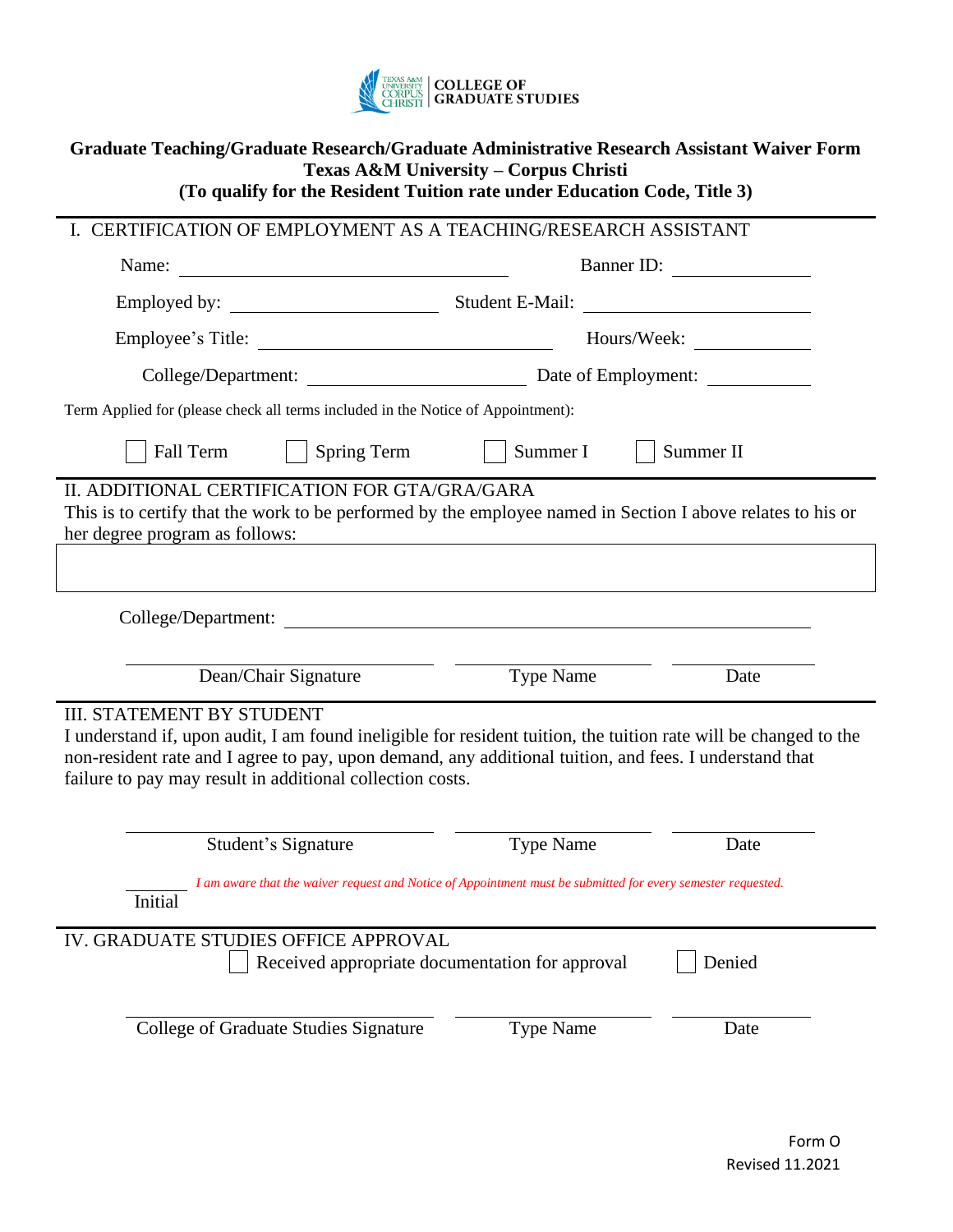COLLEGE OF GRADUATE STUDIES

# Graduate Teaching/Graduate Research/Graduate Administrative Research Assistant Waiver Form
## Texas A&M University – Corpus Christi
## (To qualify for the Resident Tuition rate under Education Code, Title 3)

## I. CERTIFICATION OF EMPLOYMENT AS A TEACHING/RESEARCH ASSISTANT

Name: ______________________________ Banner ID: ______________

Employed by: ____________________ Student E-Mail: ______________________

Employee's Title: ______________________________ Hours/Week: ____________

College/Department: ______________________ Date of Employment: __________

Term Applied for (please check all terms included in the Notice of Appointment):

☐ Fall Term ☐ Spring Term ☐ Summer I ☐ Summer II

## II. ADDITIONAL CERTIFICATION FOR GTA/GRA/GARA

This is to certify that the work to be performed by the employee named in Section I above relates to his or her degree program as follows:

College/Department: ______________________________________________

| Dean/Chair Signature | Type Name | Date |
|---|---|---|
| | | |

## III. STATEMENT BY STUDENT

I understand if, upon audit, I am found ineligible for resident tuition, the tuition rate will be changed to the non-resident rate and I agree to pay, upon demand, any additional tuition, and fees. I understand that failure to pay may result in additional collection costs.

| Student's Signature | Type Name | Date |
|---|---|---|
| | | |

_______ Initial *I am aware that the waiver request and Notice of Appointment must be submitted for every semester requested.*

## IV. GRADUATE STUDIES OFFICE APPROVAL

☐ Received appropriate documentation for approval ☐ Denied

| College of Graduate Studies Signature | Type Name | Date |
|---|---|---|
| | | |

Form O
Revised 11.2021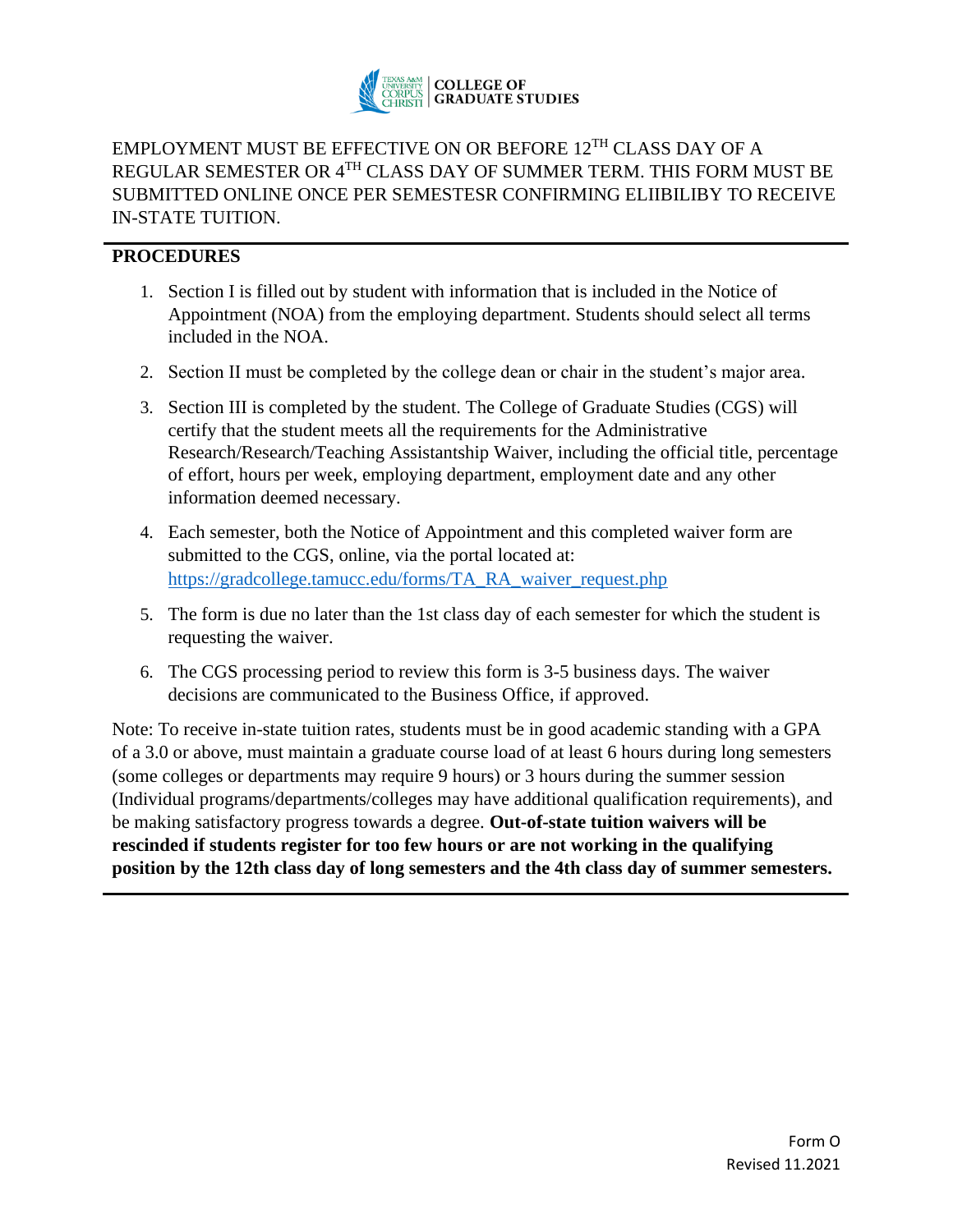EMPLOYMENT MUST BE EFFECTIVE ON OR BEFORE 12$^{TH}$ CLASS DAY OF A REGULAR SEMESTER OR 4$^{TH}$ CLASS DAY OF SUMMER TERM. THIS FORM MUST BE SUBMITTED ONLINE ONCE PER SEMESTESR CONFIRMING ELIIBILIBY TO RECEIVE IN-STATE TUITION.

## PROCEDURES

1. Section I is filled out by student with information that is included in the Notice of Appointment (NOA) from the employing department. Students should select all terms included in the NOA.

2. Section II must be completed by the college dean or chair in the student's major area.

3. Section III is completed by the student. The College of Graduate Studies (CGS) will certify that the student meets all the requirements for the Administrative Research/Research/Teaching Assistantship Waiver, including the official title, percentage of effort, hours per week, employing department, employment date and any other information deemed necessary.

4. Each semester, both the Notice of Appointment and this completed waiver form are submitted to the CGS, online, via the portal located at: https://gradcollege.tamucc.edu/forms/TA_RA_waiver_request.php

5. The form is due no later than the 1st class day of each semester for which the student is requesting the waiver.

6. The CGS processing period to review this form is 3-5 business days. The waiver decisions are communicated to the Business Office, if approved.

Note: To receive in-state tuition rates, students must be in good academic standing with a GPA of a 3.0 or above, must maintain a graduate course load of at least 6 hours during long semesters (some colleges or departments may require 9 hours) or 3 hours during the summer session (Individual programs/departments/colleges may have additional qualification requirements), and be making satisfactory progress towards a degree. **Out-of-state tuition waivers will be rescinded if students register for too few hours or are not working in the qualifying position by the 12th class day of long semesters and the 4th class day of summer semesters.**

Form O
Revised 11.2021